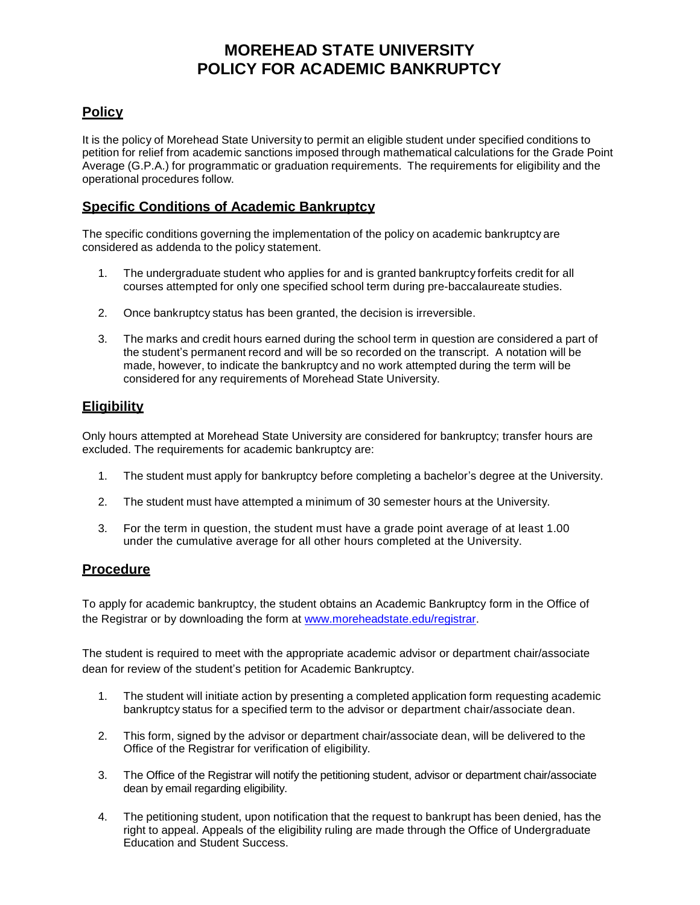# MOREHEAD STATE UNIVERSITY
# POLICY FOR ACADEMIC BANKRUPTCY

## Policy

It is the policy of Morehead State University to permit an eligible student under specified conditions to petition for relief from academic sanctions imposed through mathematical calculations for the Grade Point Average (G.P.A.) for programmatic or graduation requirements. The requirements for eligibility and the operational procedures follow.

## Specific Conditions of Academic Bankruptcy

The specific conditions governing the implementation of the policy on academic bankruptcy are considered as addenda to the policy statement.

1. The undergraduate student who applies for and is granted bankruptcy forfeits credit for all courses attempted for only one specified school term during pre-baccalaureate studies.

2. Once bankruptcy status has been granted, the decision is irreversible.

3. The marks and credit hours earned during the school term in question are considered a part of the student's permanent record and will be so recorded on the transcript. A notation will be made, however, to indicate the bankruptcy and no work attempted during the term will be considered for any requirements of Morehead State University.

## Eligibility

Only hours attempted at Morehead State University are considered for bankruptcy; transfer hours are excluded. The requirements for academic bankruptcy are:

1. The student must apply for bankruptcy before completing a bachelor's degree at the University.

2. The student must have attempted a minimum of 30 semester hours at the University.

3. For the term in question, the student must have a grade point average of at least 1.00 under the cumulative average for all other hours completed at the University.

## Procedure

To apply for academic bankruptcy, the student obtains an Academic Bankruptcy form in the Office of the Registrar or by downloading the form at [www.moreheadstate.edu/registrar](http://www.moreheadstate.edu/registrar).

The student is required to meet with the appropriate academic advisor or department chair/associate dean for review of the student's petition for Academic Bankruptcy.

1. The student will initiate action by presenting a completed application form requesting academic bankruptcy status for a specified term to the advisor or department chair/associate dean.

2. This form, signed by the advisor or department chair/associate dean, will be delivered to the Office of the Registrar for verification of eligibility.

3. The Office of the Registrar will notify the petitioning student, advisor or department chair/associate dean by email regarding eligibility.

4. The petitioning student, upon notification that the request to bankrupt has been denied, has the right to appeal. Appeals of the eligibility ruling are made through the Office of Undergraduate Education and Student Success.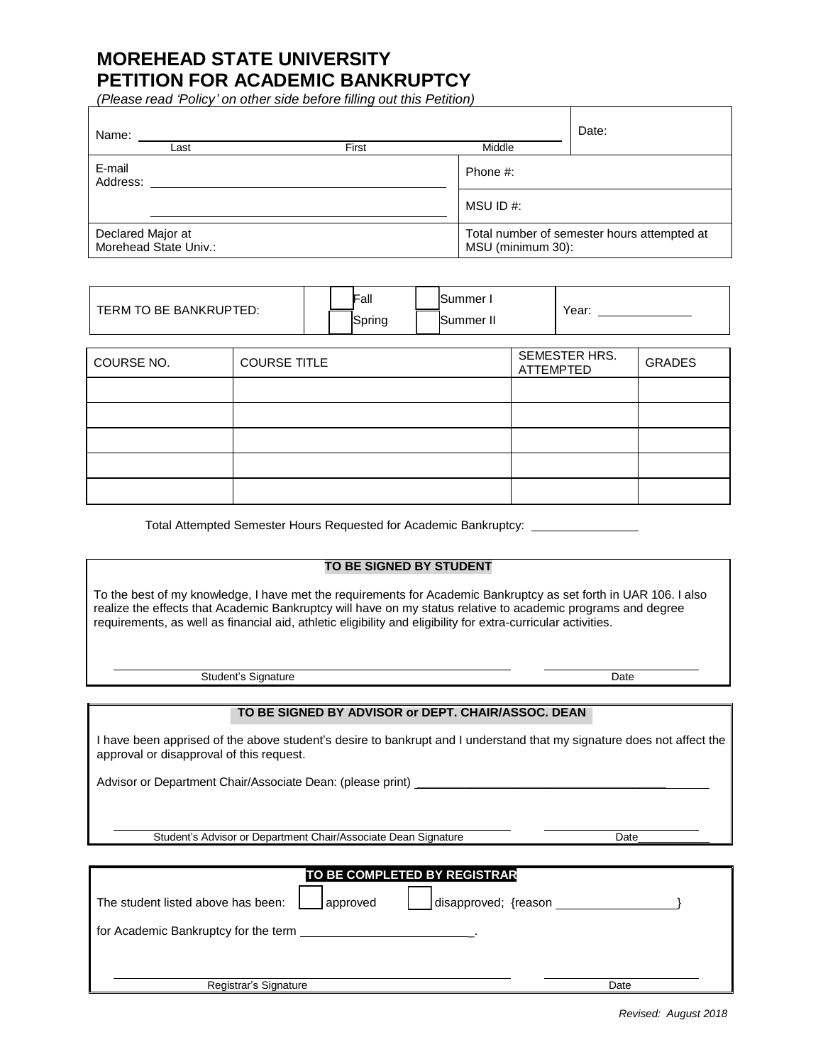# MOREHEAD STATE UNIVERSITY
# PETITION FOR ACADEMIC BANKRUPTCY

*(Please read 'Policy' on other side before filling out this Petition)*

| | |
|---|---|
| Name: ______________________________ (Last / First / Middle) | Date: |
| E-mail Address: ______________________________ | Phone #: |
| | MSU ID #: |
| Declared Major at Morehead State Univ.: | Total number of semester hours attempted at MSU (minimum 30): |

| | | |
|---|---|---|
| TERM TO BE BANKRUPTED: | ☐ Fall ☐ Spring ☐ Summer I ☐ Summer II | Year: __________ |

| COURSE NO. | COURSE TITLE | SEMESTER HRS. ATTEMPTED | GRADES |
|---|---|---|---|
| | | | |
| | | | |
| | | | |
| | | | |
| | | | |

Total Attempted Semester Hours Requested for Academic Bankruptcy: __________

**TO BE SIGNED BY STUDENT**

To the best of my knowledge, I have met the requirements for Academic Bankruptcy as set forth in UAR 106. I also realize the effects that Academic Bankruptcy will have on my status relative to academic programs and degree requirements, as well as financial aid, athletic eligibility and eligibility for extra-curricular activities.

______________________________ Student's Signature ______________ Date

**TO BE SIGNED BY ADVISOR or DEPT. CHAIR/ASSOC. DEAN**

I have been apprised of the above student's desire to bankrupt and I understand that my signature does not affect the approval or disapproval of this request.

Advisor or Department Chair/Associate Dean: (please print) ______________________________

______________________________ Student's Advisor or Department Chair/Associate Dean Signature ______________ Date___________

**TO BE COMPLETED BY REGISTRAR**

The student listed above has been: ☐ approved ☐ disapproved; {reason ______________ }

for Academic Bankruptcy for the term ______________________.

______________________________ Registrar's Signature ______________ Date

*Revised: August 2018*